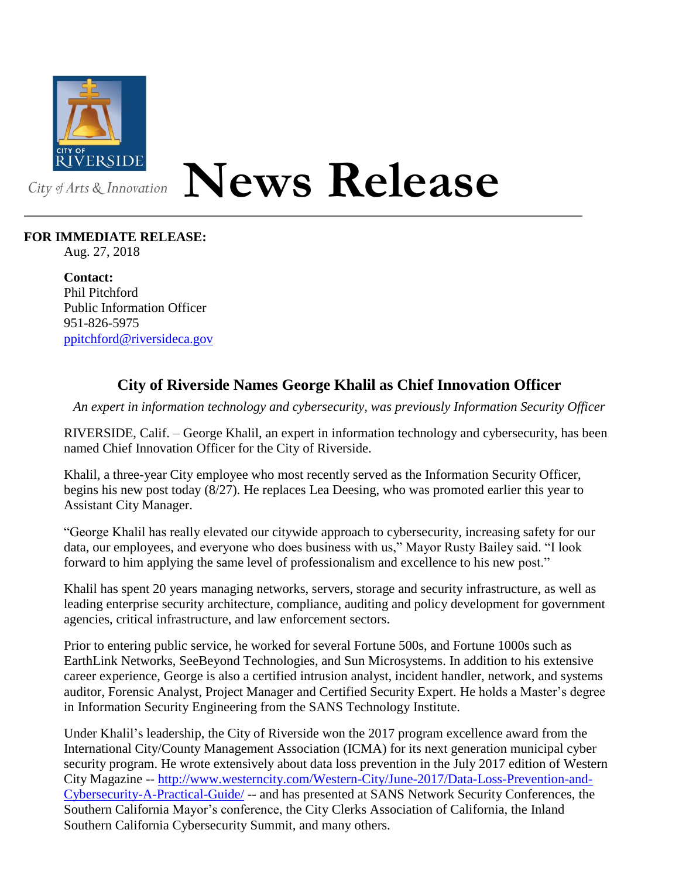CITY OF RIVERSIDE

City of Arts & Innovation

# News Release

**FOR IMMEDIATE RELEASE:**
Aug. 27, 2018

**Contact:**
Phil Pitchford
Public Information Officer
951-826-5975
[ppitchford@riversideca.gov](mailto:ppitchford@riversideca.gov)

## City of Riverside Names George Khalil as Chief Innovation Officer

*An expert in information technology and cybersecurity, was previously Information Security Officer*

RIVERSIDE, Calif. – George Khalil, an expert in information technology and cybersecurity, has been named Chief Innovation Officer for the City of Riverside.

Khalil, a three-year City employee who most recently served as the Information Security Officer, begins his new post today (8/27). He replaces Lea Deesing, who was promoted earlier this year to Assistant City Manager.

"George Khalil has really elevated our citywide approach to cybersecurity, increasing safety for our data, our employees, and everyone who does business with us," Mayor Rusty Bailey said. "I look forward to him applying the same level of professionalism and excellence to his new post."

Khalil has spent 20 years managing networks, servers, storage and security infrastructure, as well as leading enterprise security architecture, compliance, auditing and policy development for government agencies, critical infrastructure, and law enforcement sectors.

Prior to entering public service, he worked for several Fortune 500s, and Fortune 1000s such as EarthLink Networks, SeeBeyond Technologies, and Sun Microsystems. In addition to his extensive career experience, George is also a certified intrusion analyst, incident handler, network, and systems auditor, Forensic Analyst, Project Manager and Certified Security Expert. He holds a Master's degree in Information Security Engineering from the SANS Technology Institute.

Under Khalil's leadership, the City of Riverside won the 2017 program excellence award from the International City/County Management Association (ICMA) for its next generation municipal cyber security program. He wrote extensively about data loss prevention in the July 2017 edition of Western City Magazine -- [http://www.westerncity.com/Western-City/June-2017/Data-Loss-Prevention-and-Cybersecurity-A-Practical-Guide/](http://www.westerncity.com/Western-City/June-2017/Data-Loss-Prevention-and-Cybersecurity-A-Practical-Guide/) -- and has presented at SANS Network Security Conferences, the Southern California Mayor's conference, the City Clerks Association of California, the Inland Southern California Cybersecurity Summit, and many others.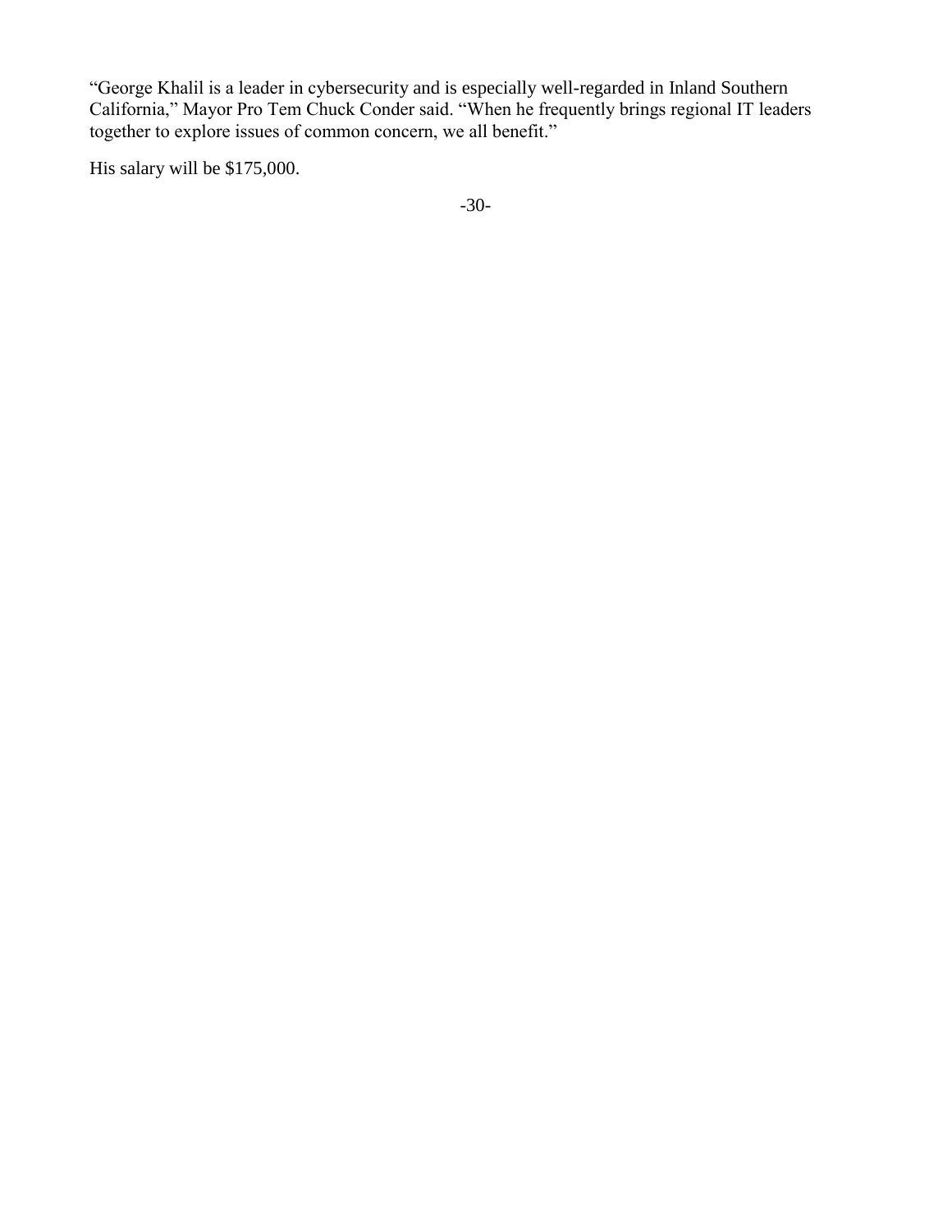"George Khalil is a leader in cybersecurity and is especially well-regarded in Inland Southern California," Mayor Pro Tem Chuck Conder said. "When he frequently brings regional IT leaders together to explore issues of common concern, we all benefit."

His salary will be $175,000.

-30-